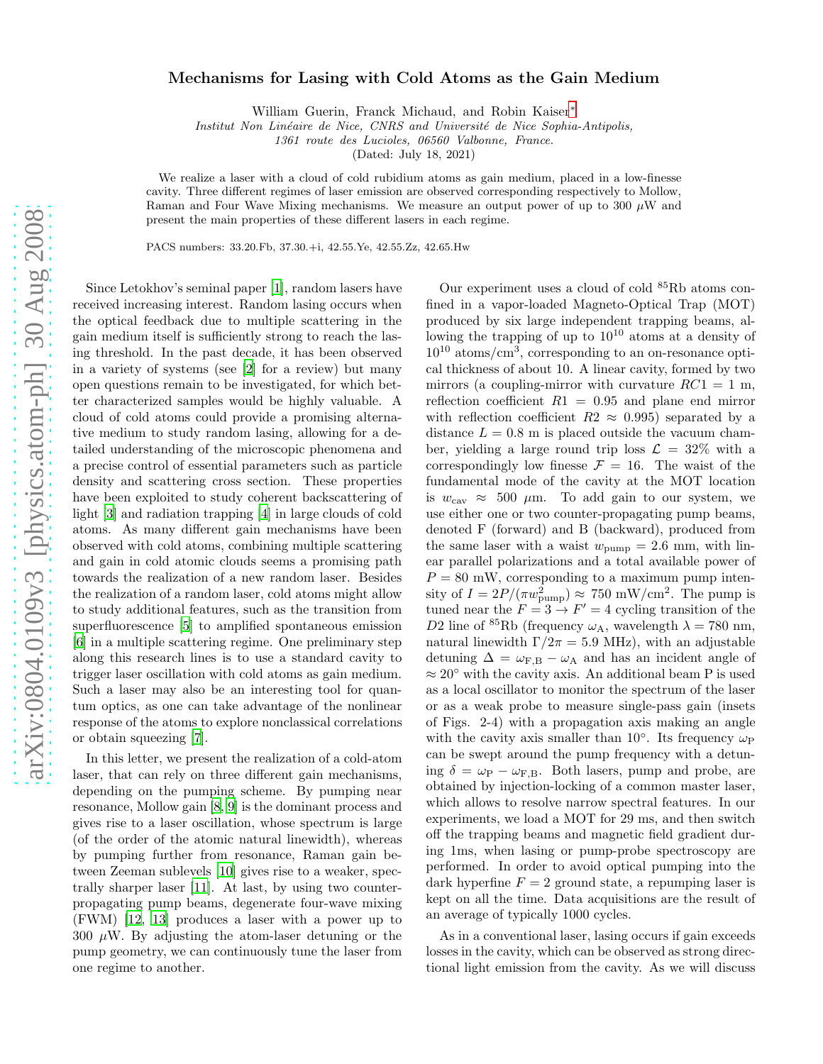# Mechanisms for Lasing with Cold Atoms as the Gain Medium

William Guerin, Franck Michaud, and Robin Kaiser[*]

*Institut Non Linéaire de Nice, CNRS and Université de Nice Sophia-Antipolis,*
*1361 route des Lucioles, 06560 Valbonne, France.*

(Dated: July 18, 2021)

We realize a laser with a cloud of cold rubidium atoms as gain medium, placed in a low-finesse cavity. Three different regimes of laser emission are observed corresponding respectively to Mollow, Raman and Four Wave Mixing mechanisms. We measure an output power of up to 300 $\mu$W and present the main properties of these different lasers in each regime.

PACS numbers: 33.20.Fb, 37.30.+i, 42.55.Ye, 42.55.Zz, 42.65.Hw

Since Letokhov's seminal paper [1], random lasers have received increasing interest. Random lasing occurs when the optical feedback due to multiple scattering in the gain medium itself is sufficiently strong to reach the lasing threshold. In the past decade, it has been observed in a variety of systems (see [2] for a review) but many open questions remain to be investigated, for which better characterized samples would be highly valuable. A cloud of cold atoms could provide a promising alternative medium to study random lasing, allowing for a detailed understanding of the microscopic phenomena and a precise control of essential parameters such as particle density and scattering cross section. These properties have been exploited to study coherent backscattering of light [3] and radiation trapping [4] in large clouds of cold atoms. As many different gain mechanisms have been observed with cold atoms, combining multiple scattering and gain in cold atomic clouds seems a promising path towards the realization of a new random laser. Besides the realization of a random laser, cold atoms might allow to study additional features, such as the transition from superfluorescence [5] to amplified spontaneous emission [6] in a multiple scattering regime. One preliminary step along this research lines is to use a standard cavity to trigger laser oscillation with cold atoms as gain medium. Such a laser may also be an interesting tool for quantum optics, as one can take advantage of the nonlinear response of the atoms to explore nonclassical correlations or obtain squeezing [7].

In this letter, we present the realization of a cold-atom laser, that can rely on three different gain mechanisms, depending on the pumping scheme. By pumping near resonance, Mollow gain [8, 9] is the dominant process and gives rise to a laser oscillation, whose spectrum is large (of the order of the atomic natural linewidth), whereas by pumping further from resonance, Raman gain between Zeeman sublevels [10] gives rise to a weaker, spectrally sharper laser [11]. At last, by using two counter-propagating pump beams, degenerate four-wave mixing (FWM) [12, 13] produces a laser with a power up to 300 $\mu$W. By adjusting the atom-laser detuning or the pump geometry, we can continuously tune the laser from one regime to another.

Our experiment uses a cloud of cold $^{85}$Rb atoms confined in a vapor-loaded Magneto-Optical Trap (MOT) produced by six large independent trapping beams, allowing the trapping of up to $10^{10}$ atoms at a density of $10^{10}$ atoms/cm$^3$, corresponding to an on-resonance optical thickness of about 10. A linear cavity, formed by two mirrors (a coupling-mirror with curvature $RC1 = 1$ m, reflection coefficient $R1 = 0.95$ and plane end mirror with reflection coefficient $R2 \approx 0.995$) separated by a distance $L = 0.8$ m is placed outside the vacuum chamber, yielding a large round trip loss $\mathcal{L} = 32\%$ with a correspondingly low finesse $\mathcal{F} = 16$. The waist of the fundamental mode of the cavity at the MOT location is $w_{\mathrm{cav}} \approx 500$ $\mu$m. To add gain to our system, we use either one or two counter-propagating pump beams, denoted F (forward) and B (backward), produced from the same laser with a waist $w_{\mathrm{pump}} = 2.6$ mm, with linear parallel polarizations and a total available power of $P = 80$ mW, corresponding to a maximum pump intensity of $I = 2P/(\pi w_{\mathrm{pump}}^2) \approx 750$ mW/cm$^2$. The pump is tuned near the $F = 3 \rightarrow F' = 4$ cycling transition of the $D2$ line of $^{85}$Rb (frequency $\omega_{\mathrm{A}}$, wavelength $\lambda = 780$ nm, natural linewidth $\Gamma/2\pi = 5.9$ MHz), with an adjustable detuning $\Delta = \omega_{\mathrm{F,B}} - \omega_{\mathrm{A}}$ and has an incident angle of $\approx 20°$ with the cavity axis. An additional beam P is used as a local oscillator to monitor the spectrum of the laser or as a weak probe to measure single-pass gain (insets of Figs. 2-4) with a propagation axis making an angle with the cavity axis smaller than $10°$. Its frequency $\omega_{\mathrm{P}}$ can be swept around the pump frequency with a detuning $\delta = \omega_{\mathrm{P}} - \omega_{\mathrm{F,B}}$. Both lasers, pump and probe, are obtained by injection-locking of a common master laser, which allows to resolve narrow spectral features. In our experiments, we load a MOT for 29 ms, and then switch off the trapping beams and magnetic field gradient during 1ms, when lasing or pump-probe spectroscopy are performed. In order to avoid optical pumping into the dark hyperfine $F = 2$ ground state, a repumping laser is kept on all the time. Data acquisitions are the result of an average of typically 1000 cycles.

As in a conventional laser, lasing occurs if gain exceeds losses in the cavity, which can be observed as strong directional light emission from the cavity. As we will discuss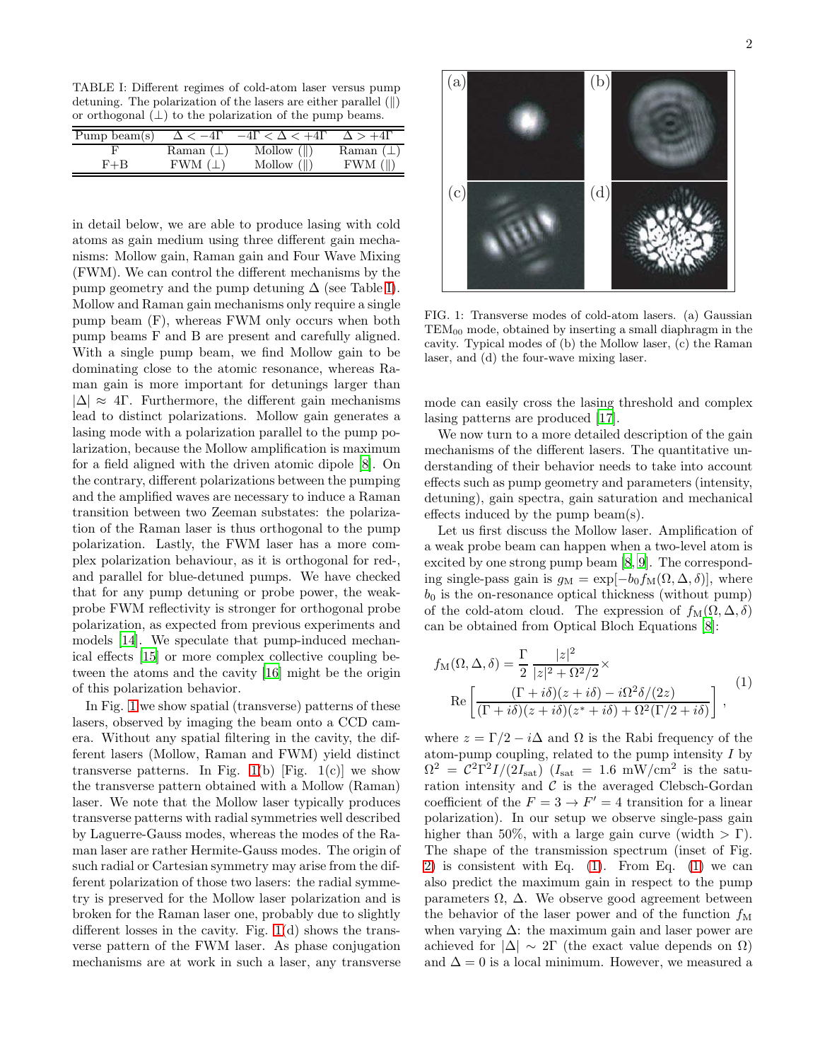TABLE I: Different regimes of cold-atom laser versus pump detuning. The polarization of the lasers are either parallel (∥) or orthogonal (⊥) to the polarization of the pump beams.

| Pump beam(s) | $\Delta < -4\Gamma$ | $-4\Gamma < \Delta < +4\Gamma$ | $\Delta > +4\Gamma$ |
|---|---|---|---|
| F | Raman (⊥) | Mollow (∥) | Raman (⊥) |
| F+B | FWM (⊥) | Mollow (∥) | FWM (∥) |

in detail below, we are able to produce lasing with cold atoms as gain medium using three different gain mechanisms: Mollow gain, Raman gain and Four Wave Mixing (FWM). We can control the different mechanisms by the pump geometry and the pump detuning $\Delta$ (see Table I). Mollow and Raman gain mechanisms only require a single pump beam (F), whereas FWM only occurs when both pump beams F and B are present and carefully aligned. With a single pump beam, we find Mollow gain to be dominating close to the atomic resonance, whereas Raman gain is more important for detunings larger than $|\Delta| \approx 4\Gamma$. Furthermore, the different gain mechanisms lead to distinct polarizations. Mollow gain generates a lasing mode with a polarization parallel to the pump polarization, because the Mollow amplification is maximum for a field aligned with the driven atomic dipole [8]. On the contrary, different polarizations between the pumping and the amplified waves are necessary to induce a Raman transition between two Zeeman substates: the polarization of the Raman laser is thus orthogonal to the pump polarization. Lastly, the FWM laser has a more complex polarization behaviour, as it is orthogonal for red-, and parallel for blue-detuned pumps. We have checked that for any pump detuning or probe power, the weak-probe FWM reflectivity is stronger for orthogonal probe polarization, as expected from previous experiments and models [14]. We speculate that pump-induced mechanical effects [15] or more complex collective coupling between the atoms and the cavity [16] might be the origin of this polarization behavior.

In Fig. 1 we show spatial (transverse) patterns of these lasers, observed by imaging the beam onto a CCD camera. Without any spatial filtering in the cavity, the different lasers (Mollow, Raman and FWM) yield distinct transverse patterns. In Fig. 1(b) [Fig. 1(c)] we show the transverse pattern obtained with a Mollow (Raman) laser. We note that the Mollow laser typically produces transverse patterns with radial symmetries well described by Laguerre-Gauss modes, whereas the modes of the Raman laser are rather Hermite-Gauss modes. The origin of such radial or Cartesian symmetry may arise from the different polarization of those two lasers: the radial symmetry is preserved for the Mollow laser polarization and is broken for the Raman laser one, probably due to slightly different losses in the cavity. Fig. 1(d) shows the transverse pattern of the FWM laser. As phase conjugation mechanisms are at work in such a laser, any transverse mode can easily cross the lasing threshold and complex lasing patterns are produced [17].

FIG. 1: Transverse modes of cold-atom lasers. (a) Gaussian $TEM_{00}$ mode, obtained by inserting a small diaphragm in the cavity. Typical modes of (b) the Mollow laser, (c) the Raman laser, and (d) the four-wave mixing laser.

We now turn to a more detailed description of the gain mechanisms of the different lasers. The quantitative understanding of their behavior needs to take into account effects such as pump geometry and parameters (intensity, detuning), gain spectra, gain saturation and mechanical effects induced by the pump beam(s).

Let us first discuss the Mollow laser. Amplification of a weak probe beam can happen when a two-level atom is excited by one strong pump beam [8, 9]. The corresponding single-pass gain is $g_M = \exp[-b_0 f_M(\Omega, \Delta, \delta)]$, where $b_0$ is the on-resonance optical thickness (without pump) of the cold-atom cloud. The expression of $f_M(\Omega, \Delta, \delta)$ can be obtained from Optical Bloch Equations [8]:

$$f_M(\Omega, \Delta, \delta) = \frac{\Gamma}{2} \frac{|z|^2}{|z|^2 + \Omega^2/2} \times \mathrm{Re}\left[\frac{(\Gamma + i\delta)(z + i\delta) - i\Omega^2\delta/(2z)}{(\Gamma + i\delta)(z + i\delta)(z^* + i\delta) + \Omega^2(\Gamma/2 + i\delta)}\right], \tag{1}$$

where $z = \Gamma/2 - i\Delta$ and $\Omega$ is the Rabi frequency of the atom-pump coupling, related to the pump intensity $I$ by $\Omega^2 = \mathcal{C}^2\Gamma^2 I/(2I_{\mathrm{sat}})$ ($I_{\mathrm{sat}} = 1.6$ mW/cm$^2$ is the saturation intensity and $\mathcal{C}$ is the averaged Clebsch-Gordan coefficient of the $F = 3 \to F' = 4$ transition for a linear polarization). In our setup we observe single-pass gain higher than 50%, with a large gain curve (width $> \Gamma$). The shape of the transmission spectrum (inset of Fig. 2) is consistent with Eq. (1). From Eq. (1) we can also predict the maximum gain in respect to the pump parameters $\Omega$, $\Delta$. We observe good agreement between the behavior of the laser power and of the function $f_M$ when varying $\Delta$: the maximum gain and laser power are achieved for $|\Delta| \sim 2\Gamma$ (the exact value depends on $\Omega$) and $\Delta = 0$ is a local minimum. However, we measured a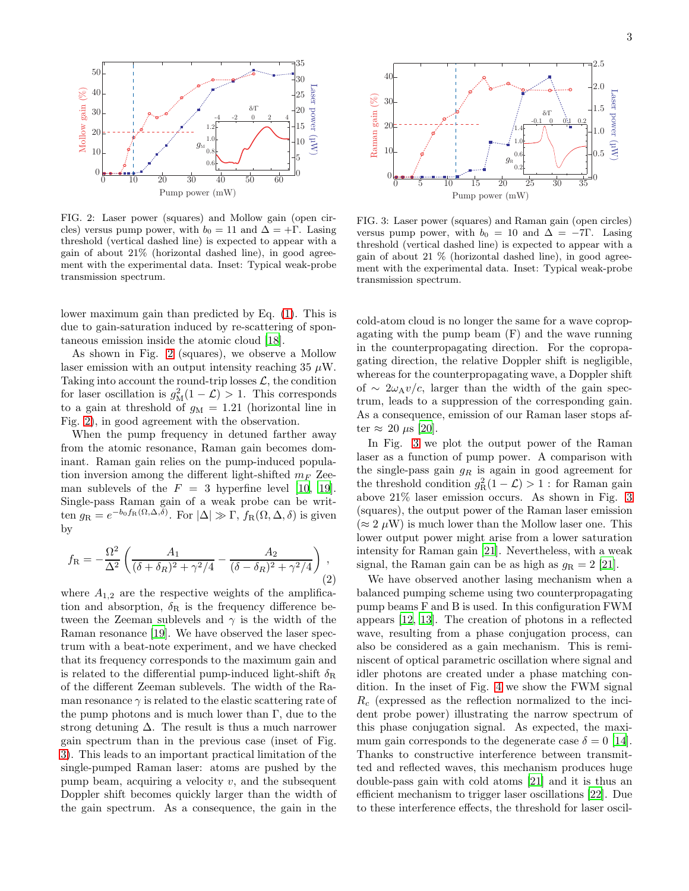FIG. 2: Laser power (squares) and Mollow gain (open circles) versus pump power, with $b_0 = 11$ and $\Delta = +\Gamma$. Lasing threshold (vertical dashed line) is expected to appear with a gain of about 21% (horizontal dashed line), in good agreement with the experimental data. Inset: Typical weak-probe transmission spectrum.

FIG. 3: Laser power (squares) and Raman gain (open circles) versus pump power, with $b_0 = 10$ and $\Delta = -7\Gamma$. Lasing threshold (vertical dashed line) is expected to appear with a gain of about 21 % (horizontal dashed line), in good agreement with the experimental data. Inset: Typical weak-probe transmission spectrum.

lower maximum gain than predicted by Eq. (1). This is due to gain-saturation induced by re-scattering of spontaneous emission inside the atomic cloud [18].

As shown in Fig. 2 (squares), we observe a Mollow laser emission with an output intensity reaching 35 $\mu$W. Taking into account the round-trip losses $\mathcal{L}$, the condition for laser oscillation is $g_{\rm M}^2(1-\mathcal{L}) > 1$. This corresponds to a gain at threshold of $g_{\rm M} = 1.21$ (horizontal line in Fig. 2), in good agreement with the observation.

When the pump frequency in detuned farther away from the atomic resonance, Raman gain becomes dominant. Raman gain relies on the pump-induced population inversion among the different light-shifted $m_F$ Zeeman sublevels of the $F = 3$ hyperfine level [10, 19]. Single-pass Raman gain of a weak probe can be written $g_{\rm R} = e^{-b_0 f_{\rm R}(\Omega,\Delta,\delta)}$. For $|\Delta| \gg \Gamma$, $f_{\rm R}(\Omega,\Delta,\delta)$ is given by

$$f_{\rm R} = -\frac{\Omega^2}{\Delta^2}\left(\frac{A_1}{(\delta+\delta_R)^2+\gamma^2/4} - \frac{A_2}{(\delta-\delta_R)^2+\gamma^2/4}\right), \tag{2}$$

where $A_{1,2}$ are the respective weights of the amplification and absorption, $\delta_{\rm R}$ is the frequency difference between the Zeeman sublevels and $\gamma$ is the width of the Raman resonance [19]. We have observed the laser spectrum with a beat-note experiment, and we have checked that its frequency corresponds to the maximum gain and is related to the differential pump-induced light-shift $\delta_{\rm R}$ of the different Zeeman sublevels. The width of the Raman resonance $\gamma$ is related to the elastic scattering rate of the pump photons and is much lower than $\Gamma$, due to the strong detuning $\Delta$. The result is thus a much narrower gain spectrum than in the previous case (inset of Fig. 3). This leads to an important practical limitation of the single-pumped Raman laser: atoms are pushed by the pump beam, acquiring a velocity $v$, and the subsequent Doppler shift becomes quickly larger than the width of the gain spectrum. As a consequence, the gain in the cold-atom cloud is no longer the same for a wave copropagating with the pump beam (F) and the wave running in the counterpropagating direction. For the copropagating direction, the relative Doppler shift is negligible, whereas for the counterpropagating wave, a Doppler shift of $\sim 2\omega_{\rm A} v/c$, larger than the width of the gain spectrum, leads to a suppression of the corresponding gain. As a consequence, emission of our Raman laser stops after $\approx 20$ $\mu$s [20].

In Fig. 3 we plot the output power of the Raman laser as a function of pump power. A comparison with the single-pass gain $g_R$ is again in good agreement for the threshold condition $g_{\rm R}^2(1-\mathcal{L}) > 1$ : for Raman gain above 21% laser emission occurs. As shown in Fig. 3 (squares), the output power of the Raman laser emission ($\approx 2$ $\mu$W) is much lower than the Mollow laser one. This lower output power might arise from a lower saturation intensity for Raman gain [21]. Nevertheless, with a weak signal, the Raman gain can be as high as $g_{\rm R} = 2$ [21].

We have observed another lasing mechanism when a balanced pumping scheme using two counterpropagating pump beams F and B is used. In this configuration FWM appears [12, 13]. The creation of photons in a reflected wave, resulting from a phase conjugation process, can also be considered as a gain mechanism. This is reminiscent of optical parametric oscillation where signal and idler photons are created under a phase matching condition. In the inset of Fig. 4 we show the FWM signal $R_c$ (expressed as the reflection normalized to the incident probe power) illustrating the narrow spectrum of this phase conjugation signal. As expected, the maximum gain corresponds to the degenerate case $\delta = 0$ [14]. Thanks to constructive interference between transmitted and reflected waves, this mechanism produces huge double-pass gain with cold atoms [21] and it is thus an efficient mechanism to trigger laser oscillations [22]. Due to these interference effects, the threshold for laser oscil-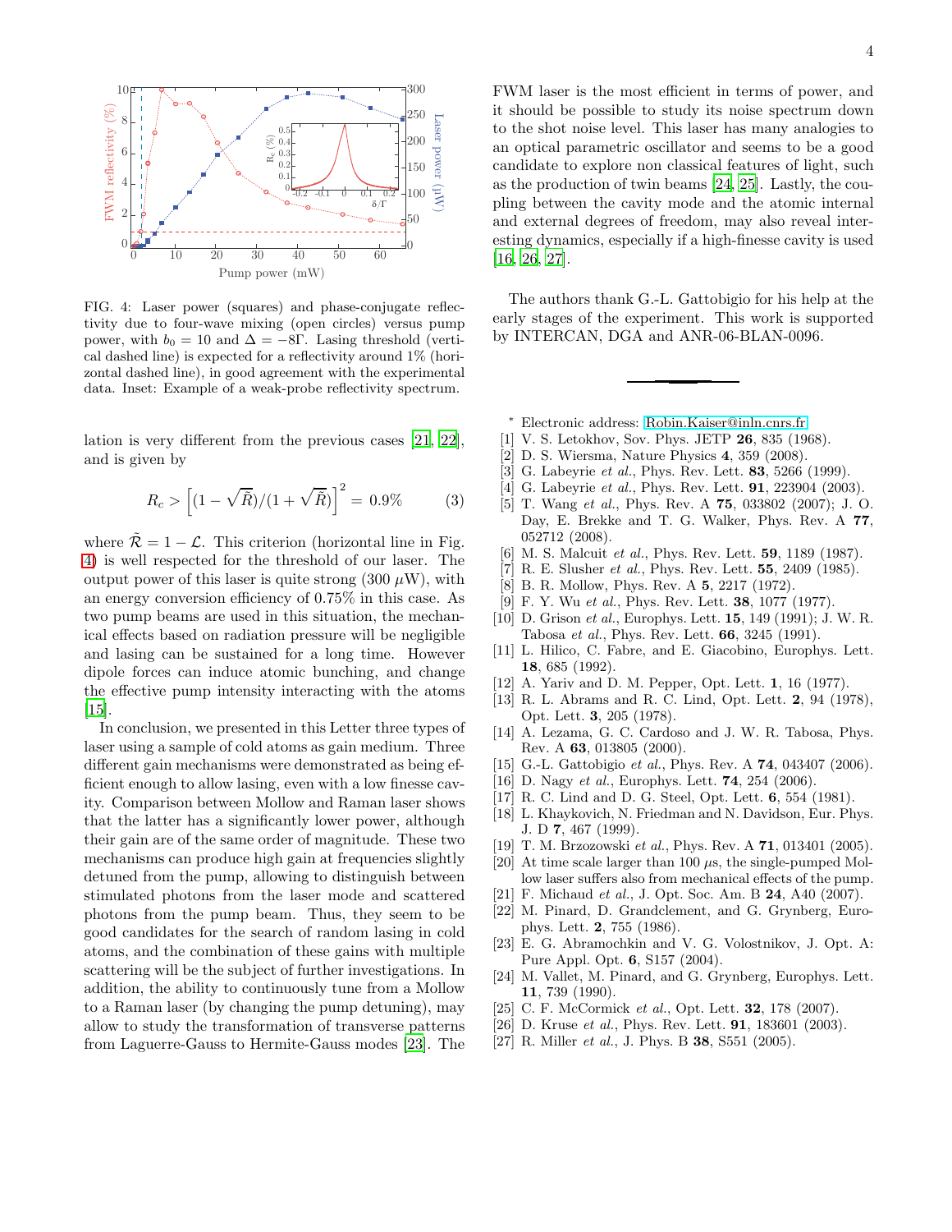FWM reflectivity (%)

Laser power (μW)

Pump power (mW)

0 10 20 30 40 50 60

0 2 4 6 8 10

0 50 100 150 200 250 300

$R_c$ (%)

0 0.1 0.2 0.3 0.4 0.5

-0.2 -0.1 0 0.1 0.2

δ/Γ

FIG. 4: Laser power (squares) and phase-conjugate reflectivity due to four-wave mixing (open circles) versus pump power, with $b_0 = 10$ and $\Delta = -8\Gamma$. Lasing threshold (vertical dashed line) is expected for a reflectivity around 1% (horizontal dashed line), in good agreement with the experimental data. Inset: Example of a weak-probe reflectivity spectrum.

lation is very different from the previous cases [21, 22], and is given by

$$R_c > \left[(1-\sqrt{\tilde{R}})/(1+\sqrt{\tilde{R}})\right]^2 = 0.9\% \qquad (3)$$

where $\tilde{\mathcal{R}} = 1 - \mathcal{L}$. This criterion (horizontal line in Fig. 4) is well respected for the threshold of our laser. The output power of this laser is quite strong (300 $\mu$W), with an energy conversion efficiency of 0.75% in this case. As two pump beams are used in this situation, the mechanical effects based on radiation pressure will be negligible and lasing can be sustained for a long time. However dipole forces can induce atomic bunching, and change the effective pump intensity interacting with the atoms [15].

In conclusion, we presented in this Letter three types of laser using a sample of cold atoms as gain medium. Three different gain mechanisms were demonstrated as being efficient enough to allow lasing, even with a low finesse cavity. Comparison between Mollow and Raman laser shows that the latter has a significantly lower power, although their gain are of the same order of magnitude. These two mechanisms can produce high gain at frequencies slightly detuned from the pump, allowing to distinguish between stimulated photons from the laser mode and scattered photons from the pump beam. Thus, they seem to be good candidates for the search of random lasing in cold atoms, and the combination of these gains with multiple scattering will be the subject of further investigations. In addition, the ability to continuously tune from a Mollow to a Raman laser (by changing the pump detuning), may allow to study the transformation of transverse patterns from Laguerre-Gauss to Hermite-Gauss modes [23]. The FWM laser is the most efficient in terms of power, and it should be possible to study its noise spectrum down to the shot noise level. This laser has many analogies to an optical parametric oscillator and seems to be a good candidate to explore non classical features of light, such as the production of twin beams [24, 25]. Lastly, the coupling between the cavity mode and the atomic internal and external degrees of freedom, may also reveal interesting dynamics, especially if a high-finesse cavity is used [16, 26, 27].

The authors thank G.-L. Gattobigio for his help at the early stages of the experiment. This work is supported by INTERCAN, DGA and ANR-06-BLAN-0096.

---

[*] Electronic address: Robin.Kaiser@inln.cnrs.fr

[1] V. S. Letokhov, Sov. Phys. JETP **26**, 835 (1968).
[2] D. S. Wiersma, Nature Physics **4**, 359 (2008).
[3] G. Labeyrie *et al.*, Phys. Rev. Lett. **83**, 5266 (1999).
[4] G. Labeyrie *et al.*, Phys. Rev. Lett. **91**, 223904 (2003).
[5] T. Wang *et al.*, Phys. Rev. A **75**, 033802 (2007); J. O. Day, E. Brekke and T. G. Walker, Phys. Rev. A **77**, 052712 (2008).
[6] M. S. Malcuit *et al.*, Phys. Rev. Lett. **59**, 1189 (1987).
[7] R. E. Slusher *et al.*, Phys. Rev. Lett. **55**, 2409 (1985).
[8] B. R. Mollow, Phys. Rev. A **5**, 2217 (1972).
[9] F. Y. Wu *et al.*, Phys. Rev. Lett. **38**, 1077 (1977).
[10] D. Grison *et al.*, Europhys. Lett. **15**, 149 (1991); J. W. R. Tabosa *et al.*, Phys. Rev. Lett. **66**, 3245 (1991).
[11] L. Hilico, C. Fabre, and E. Giacobino, Europhys. Lett. **18**, 685 (1992).
[12] A. Yariv and D. M. Pepper, Opt. Lett. **1**, 16 (1977).
[13] R. L. Abrams and R. C. Lind, Opt. Lett. **2**, 94 (1978), Opt. Lett. **3**, 205 (1978).
[14] A. Lezama, G. C. Cardoso and J. W. R. Tabosa, Phys. Rev. A **63**, 013805 (2000).
[15] G.-L. Gattobigio *et al.*, Phys. Rev. A **74**, 043407 (2006).
[16] D. Nagy *et al.*, Europhys. Lett. **74**, 254 (2006).
[17] R. C. Lind and D. G. Steel, Opt. Lett. **6**, 554 (1981).
[18] L. Khaykovich, N. Friedman and N. Davidson, Eur. Phys. J. D **7**, 467 (1999).
[19] T. M. Brzozowski *et al.*, Phys. Rev. A **71**, 013401 (2005).
[20] At time scale larger than 100 $\mu$s, the single-pumped Mollow laser suffers also from mechanical effects of the pump.
[21] F. Michaud *et al.*, J. Opt. Soc. Am. B **24**, A40 (2007).
[22] M. Pinard, D. Grandclement, and G. Grynberg, Europhys. Lett. **2**, 755 (1986).
[23] E. G. Abramochkin and V. G. Volostnikov, J. Opt. A: Pure Appl. Opt. **6**, S157 (2004).
[24] M. Vallet, M. Pinard, and G. Grynberg, Europhys. Lett. **11**, 739 (1990).
[25] C. F. McCormick *et al.*, Opt. Lett. **32**, 178 (2007).
[26] D. Kruse *et al.*, Phys. Rev. Lett. **91**, 183601 (2003).
[27] R. Miller *et al.*, J. Phys. B **38**, S551 (2005).